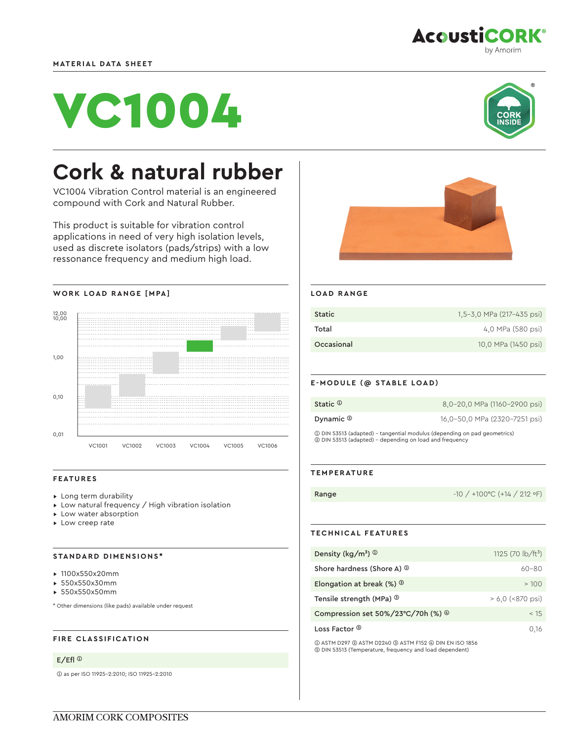MATERIAL DATA SHEET

# VC1004

## Cork & natural rubber

VC1004 Vibration Control material is an engineered compound with Cork and Natural Rubber.

This product is suitable for vibration control applications in need of very high isolation levels, used as discrete isolators (pads/strips) with a low ressonance frequency and medium high load.

### WORK LOAD RANGE [MPA]

12,00
10,00
1,00
0,10
0,01

VC1001 VC1002 VC1003 VC1004 VC1005 VC1006

### FEATURES

- Long term durability
- Low natural frequency / High vibration isolation
- Low water absorption
- Low creep rate

### STANDARD DIMENSIONS*

- 1100x550x20mm
- 550x550x30mm
- 550x550x50mm

\* Other dimensions (like pads) available under request

### FIRE CLASSIFICATION

| E/Efl ① |
|---|

① as per ISO 11925-2:2010; ISO 11925-2:2010

### LOAD RANGE

| | |
|---|---|
| Static | 1,5–3,0 MPa (217–435 psi) |
| Total | 4,0 MPa (580 psi) |
| Occasional | 10,0 MPa (1450 psi) |

### E-MODULE (@ STABLE LOAD)

| | |
|---|---|
| Static ① | 8,0–20,0 MPa (1160–2900 psi) |
| Dynamic ② | 16,0–50,0 MPa (2320–7251 psi) |

① DIN 53513 (adapted) – tangential modulus (depending on pad geometrics)
② DIN 53513 (adapted) – depending on load and frequency

### TEMPERATURE

| | |
|---|---|
| Range | -10 / +100ºC (+14 / 212 ºF) |

### TECHNICAL FEATURES

| | |
|---|---|
| Density (kg/m³) ① | 1125 (70 lb/ft³) |
| Shore hardness (Shore A) ② | 60–80 |
| Elongation at break (%) ③ | > 100 |
| Tensile strength (MPa) ③ | > 6,0 (<870 psi) |
| Compression set 50%/23ºC/70h (%) ④ | < 15 |
| Loss Factor ⑤ | 0,16 |

① ASTM D297 ② ASTM D2240 ③ ASTM F152 ④ DIN EN ISO 1856
⑤ DIN 53513 (Temperature, frequency and load dependent)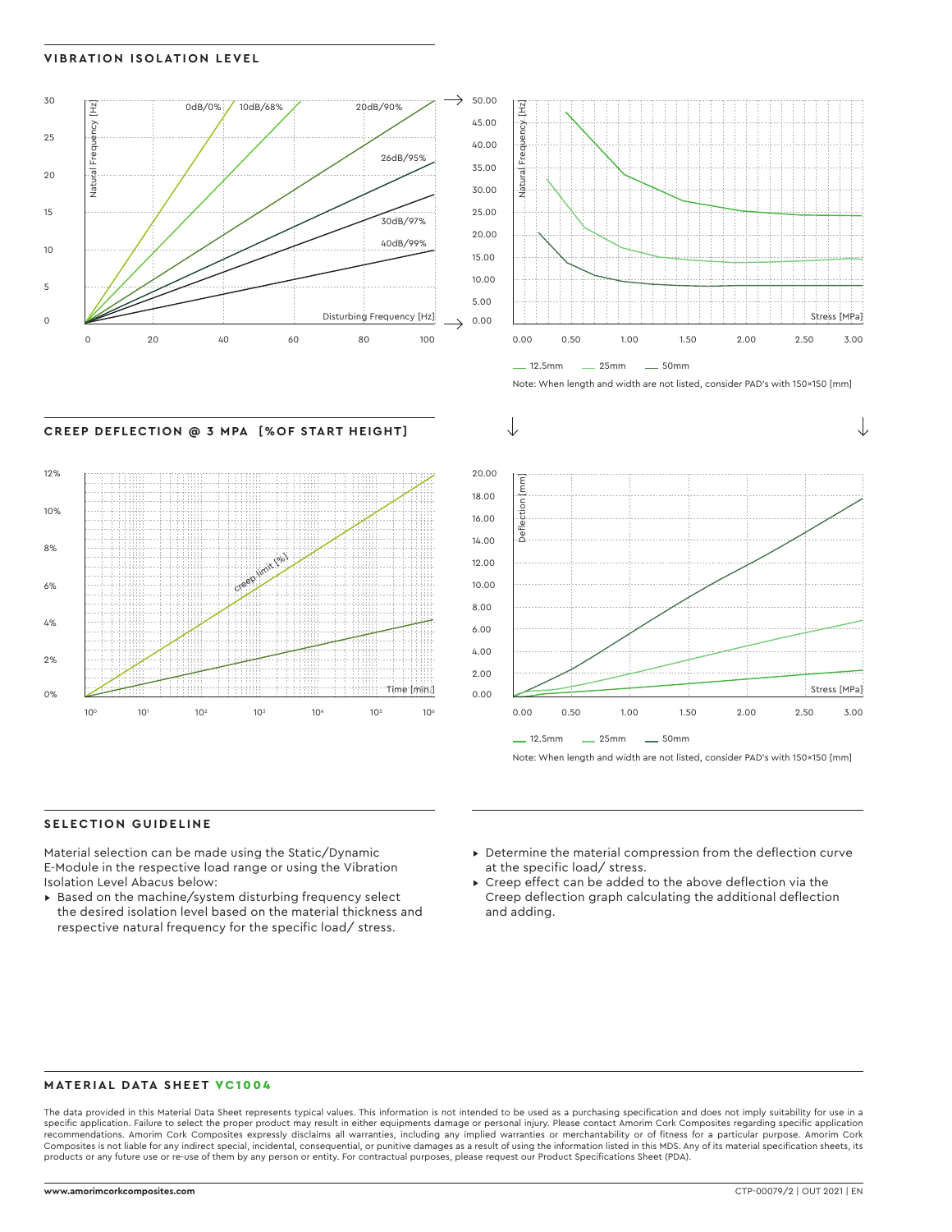## VIBRATION ISOLATION LEVEL

Natural Frequency [Hz]

30
25
20
15
10
5
0

0dB/0%
10dB/68%
20dB/90%
26dB/95%
30dB/97%
40dB/99%

Disturbing Frequency [Hz]

0
20
40
60
80
100

Natural Frequency [Hz]

50.00
45.00
40.00
35.00
30.00
25.00
20.00
15.00
10.00
5.00
0.00

Stress [MPa]

0.00
0.50
1.00
1.50
2.00
2.50
3.00

12.5mm
25mm
50mm

Note: When length and width are not listed, consider PAD's with 150×150 [mm]

## CREEP DEFLECTION @ 3 MPA [%OF START HEIGHT]

12%
10%
8%
6%
4%
2%
0%

Creep limit [%]

Time [min.]

$10^0$
$10^1$
$10^2$
$10^3$
$10^4$
$10^5$
$10^6$

Deflection [mm]

20.00
18.00
16.00
14.00
12.00
10.00
8.00
6.00
4.00
2.00
0.00

Stress [MPa]

0.00
0.50
1.00
1.50
2.00
2.50
3.00

12.5mm
25mm
50mm

Note: When length and width are not listed, consider PAD's with 150×150 [mm]

## SELECTION GUIDELINE

Material selection can be made using the Static/Dynamic E-Module in the respective load range or using the Vibration Isolation Level Abacus below:

- Based on the machine/system disturbing frequency select the desired isolation level based on the material thickness and respective natural frequency for the specific load/ stress.
- Determine the material compression from the deflection curve at the specific load/ stress.
- Creep effect can be added to the above deflection via the Creep deflection graph calculating the additional deflection and adding.

## MATERIAL DATA SHEET VC1004

The data provided in this Material Data Sheet represents typical values. This information is not intended to be used as a purchasing specification and does not imply suitability for use in a specific application. Failure to select the proper product may result in either equipments damage or personal injury. Please contact Amorim Cork Composites regarding specific application recommendations. Amorim Cork Composites expressly disclaims all warranties, including any implied warranties or merchantability or of fitness for a particular purpose. Amorim Cork Composites is not liable for any indirect special, incidental, consequential, or punitive damages as a result of using the information listed in this MDS. Any of its material specification sheets, its products or any future use or re-use of them by any person or entity. For contractual purposes, please request our Product Specifications Sheet (PDA).

**www.amorimcorkcomposites.com** CTP-00079/2 | OUT 2021 | EN